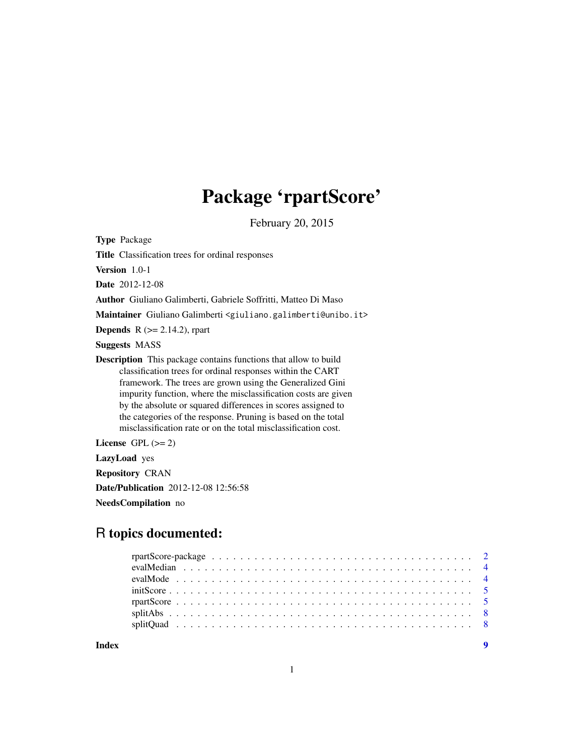# Package 'rpartScore'

February 20, 2015

**Type** Package

**Title** Classification trees for ordinal responses

**Version** 1.0-1

**Date** 2012-12-08

**Author** Giuliano Galimberti, Gabriele Soffritti, Matteo Di Maso

**Maintainer** Giuliano Galimberti <giuliano.galimberti@unibo.it>

**Depends** R (>= 2.14.2), rpart

**Suggests** MASS

**Description** This package contains functions that allow to build classification trees for ordinal responses within the CART framework. The trees are grown using the Generalized Gini impurity function, where the misclassification costs are given by the absolute or squared differences in scores assigned to the categories of the response. Pruning is based on the total misclassification rate or on the total misclassification cost.

**License** GPL (>= 2)

**LazyLoad** yes

**Repository** CRAN

**Date/Publication** 2012-12-08 12:56:58

**NeedsCompilation** no

## R topics documented:

| | |
|---|---|
| rpartScore-package | 2 |
| evalMedian | 4 |
| evalMode | 4 |
| initScore | 5 |
| rpartScore | 5 |
| splitAbs | 8 |
| splitQuad | 8 |
| **Index** | **9** |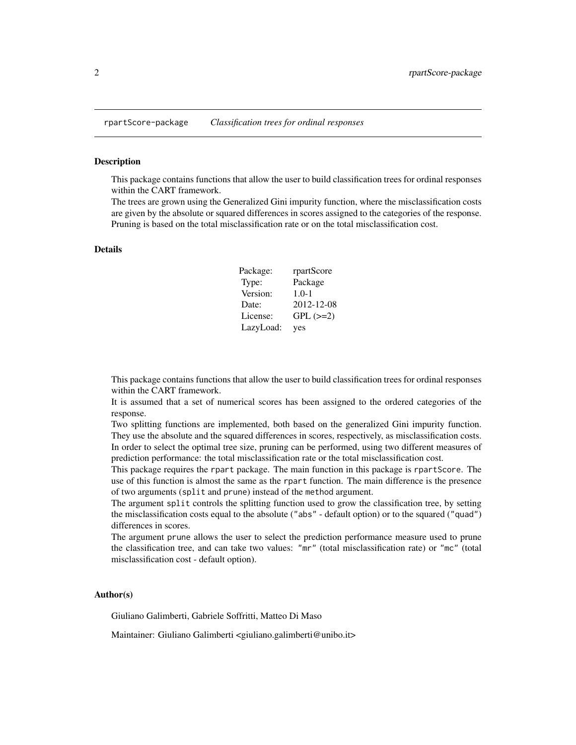## rpartScore-package — *Classification trees for ordinal responses*

### Description

This package contains functions that allow the user to build classification trees for ordinal responses within the CART framework.
The trees are grown using the Generalized Gini impurity function, where the misclassification costs are given by the absolute or squared differences in scores assigned to the categories of the response.
Pruning is based on the total misclassification rate or on the total misclassification cost.

### Details

| | |
|---|---|
| Package: | rpartScore |
| Type: | Package |
| Version: | 1.0-1 |
| Date: | 2012-12-08 |
| License: | GPL (>=2) |
| LazyLoad: | yes |

This package contains functions that allow the user to build classification trees for ordinal responses within the CART framework.
It is assumed that a set of numerical scores has been assigned to the ordered categories of the response.
Two splitting functions are implemented, both based on the generalized Gini impurity function. They use the absolute and the squared differences in scores, respectively, as misclassification costs.
In order to select the optimal tree size, pruning can be performed, using two different measures of prediction performance: the total misclassification rate or the total misclassification cost.
This package requires the `rpart` package. The main function in this package is `rpartScore`. The use of this function is almost the same as the `rpart` function. The main difference is the presence of two arguments (`split` and `prune`) instead of the `method` argument.
The argument `split` controls the splitting function used to grow the classification tree, by setting the misclassification costs equal to the absolute (`"abs"` - default option) or to the squared (`"quad"`) differences in scores.
The argument `prune` allows the user to select the prediction performance measure used to prune the classification tree, and can take two values: `"mr"` (total misclassification rate) or `"mc"` (total misclassification cost - default option).

### Author(s)

Giuliano Galimberti, Gabriele Soffritti, Matteo Di Maso

Maintainer: Giuliano Galimberti <giuliano.galimberti@unibo.it>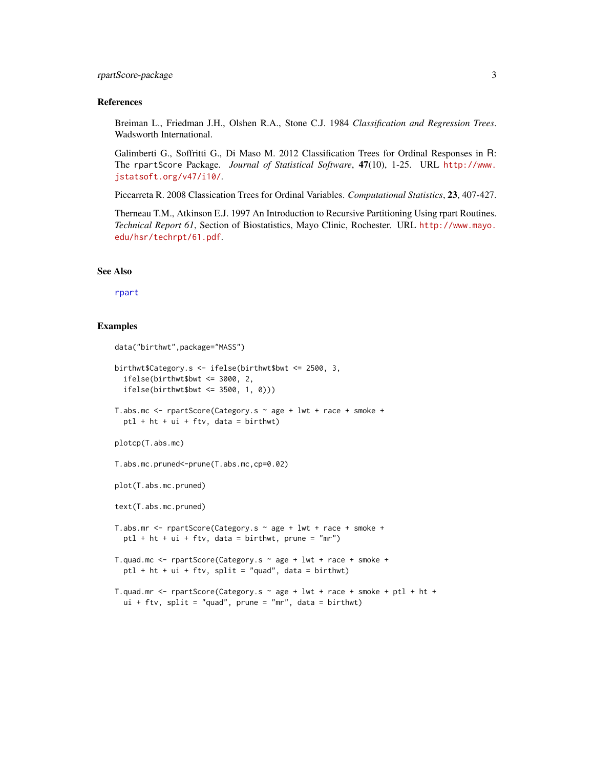### References

Breiman L., Friedman J.H., Olshen R.A., Stone C.J. 1984 *Classification and Regression Trees*. Wadsworth International.

Galimberti G., Soffritti G., Di Maso M. 2012 Classification Trees for Ordinal Responses in R: The rpartScore Package. *Journal of Statistical Software*, **47**(10), 1-25. URL http://www.jstatsoft.org/v47/i10/.

Piccarreta R. 2008 Classication Trees for Ordinal Variables. *Computational Statistics*, **23**, 407-427.

Therneau T.M., Atkinson E.J. 1997 An Introduction to Recursive Partitioning Using rpart Routines. *Technical Report 61*, Section of Biostatistics, Mayo Clinic, Rochester. URL http://www.mayo.edu/hsr/techrpt/61.pdf.

### See Also

rpart

### Examples

```
data("birthwt",package="MASS")

birthwt$Category.s <- ifelse(birthwt$bwt <= 2500, 3,
  ifelse(birthwt$bwt <= 3000, 2,
  ifelse(birthwt$bwt <= 3500, 1, 0)))

T.abs.mc <- rpartScore(Category.s ~ age + lwt + race + smoke +
  ptl + ht + ui + ftv, data = birthwt)

plotcp(T.abs.mc)

T.abs.mc.pruned<-prune(T.abs.mc,cp=0.02)

plot(T.abs.mc.pruned)

text(T.abs.mc.pruned)

T.abs.mr <- rpartScore(Category.s ~ age + lwt + race + smoke +
  ptl + ht + ui + ftv, data = birthwt, prune = "mr")

T.quad.mc <- rpartScore(Category.s ~ age + lwt + race + smoke +
  ptl + ht + ui + ftv, split = "quad", data = birthwt)

T.quad.mr <- rpartScore(Category.s ~ age + lwt + race + smoke + ptl + ht +
  ui + ftv, split = "quad", prune = "mr", data = birthwt)
```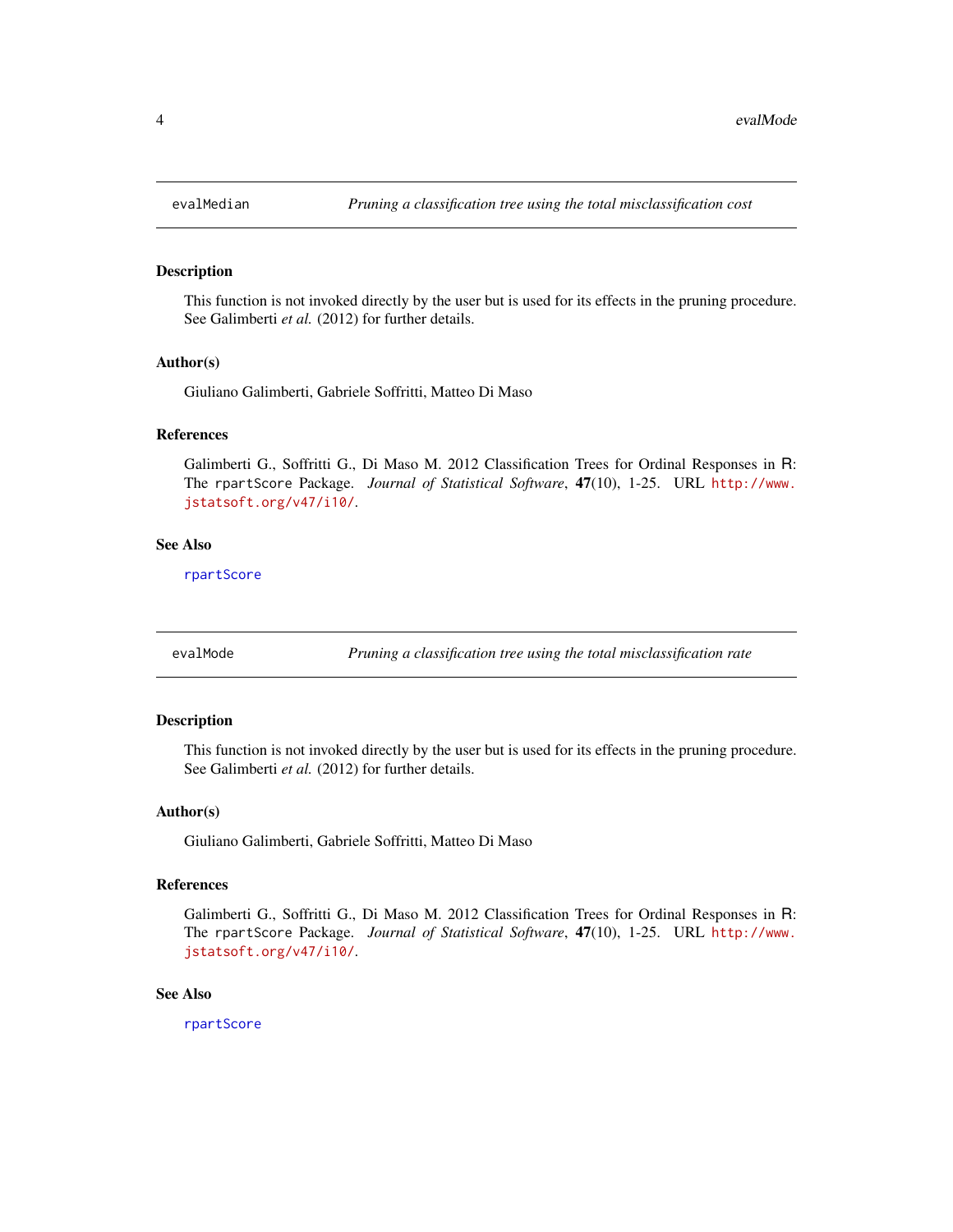## evalMedian — *Pruning a classification tree using the total misclassification cost*

### Description

This function is not invoked directly by the user but is used for its effects in the pruning procedure. See Galimberti *et al.* (2012) for further details.

### Author(s)

Giuliano Galimberti, Gabriele Soffritti, Matteo Di Maso

### References

Galimberti G., Soffritti G., Di Maso M. 2012 Classification Trees for Ordinal Responses in R: The `rpartScore` Package. *Journal of Statistical Software*, **47**(10), 1-25. URL http://www.jstatsoft.org/v47/i10/.

### See Also

`rpartScore`

## evalMode — *Pruning a classification tree using the total misclassification rate*

### Description

This function is not invoked directly by the user but is used for its effects in the pruning procedure. See Galimberti *et al.* (2012) for further details.

### Author(s)

Giuliano Galimberti, Gabriele Soffritti, Matteo Di Maso

### References

Galimberti G., Soffritti G., Di Maso M. 2012 Classification Trees for Ordinal Responses in R: The `rpartScore` Package. *Journal of Statistical Software*, **47**(10), 1-25. URL http://www.jstatsoft.org/v47/i10/.

### See Also

`rpartScore`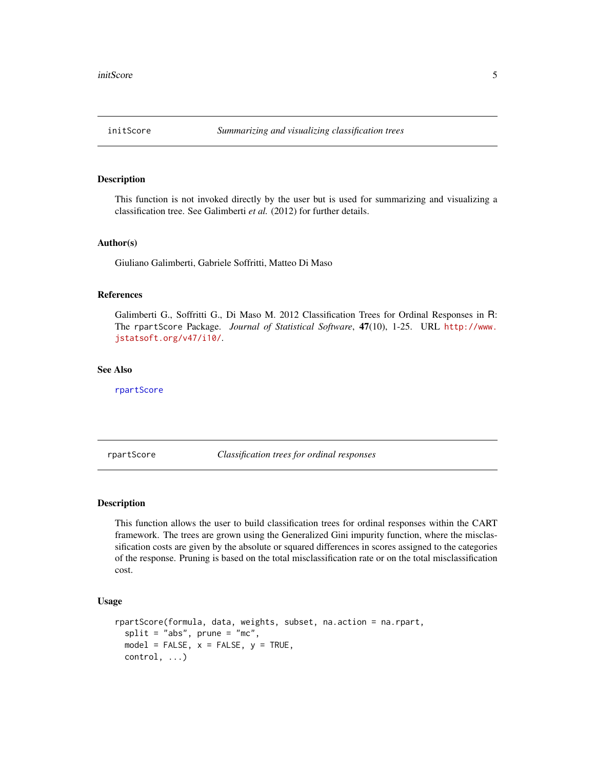## initScore — *Summarizing and visualizing classification trees*

### Description

This function is not invoked directly by the user but is used for summarizing and visualizing a classification tree. See Galimberti *et al.* (2012) for further details.

### Author(s)

Giuliano Galimberti, Gabriele Soffritti, Matteo Di Maso

### References

Galimberti G., Soffritti G., Di Maso M. 2012 Classification Trees for Ordinal Responses in R: The `rpartScore` Package. *Journal of Statistical Software*, **47**(10), 1-25. URL http://www.jstatsoft.org/v47/i10/.

### See Also

`rpartScore`

## rpartScore — *Classification trees for ordinal responses*

### Description

This function allows the user to build classification trees for ordinal responses within the CART framework. The trees are grown using the Generalized Gini impurity function, where the misclassification costs are given by the absolute or squared differences in scores assigned to the categories of the response. Pruning is based on the total misclassification rate or on the total misclassification cost.

### Usage

```
rpartScore(formula, data, weights, subset, na.action = na.rpart,
  split = "abs", prune = "mc",
  model = FALSE, x = FALSE, y = TRUE,
  control, ...)
```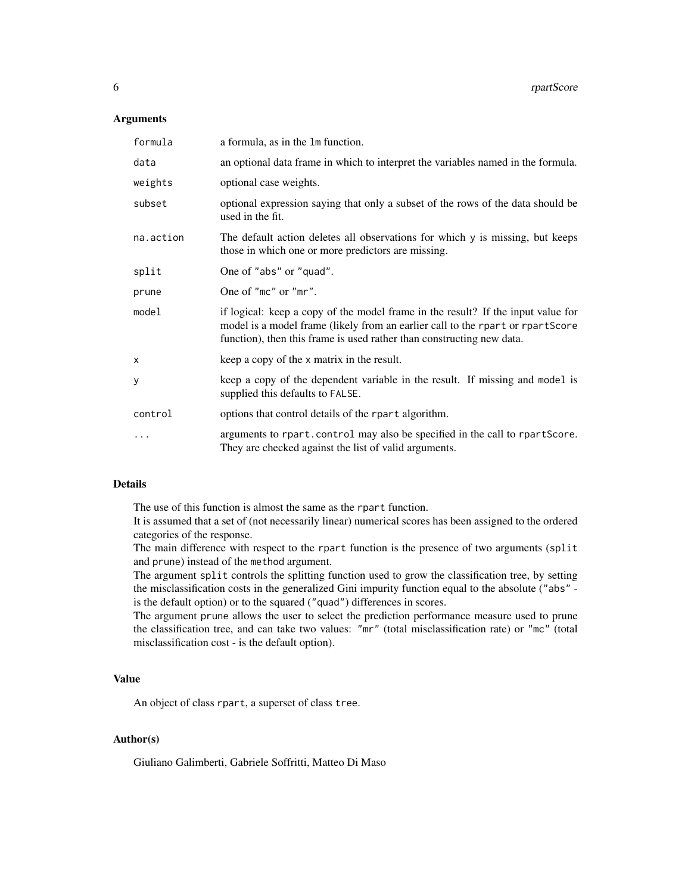### Arguments

| | |
|---|---|
| `formula` | a formula, as in the `lm` function. |
| `data` | an optional data frame in which to interpret the variables named in the formula. |
| `weights` | optional case weights. |
| `subset` | optional expression saying that only a subset of the rows of the data should be used in the fit. |
| `na.action` | The default action deletes all observations for which y is missing, but keeps those in which one or more predictors are missing. |
| `split` | One of `"abs"` or `"quad"`. |
| `prune` | One of `"mc"` or `"mr"`. |
| `model` | if logical: keep a copy of the model frame in the result? If the input value for model is a model frame (likely from an earlier call to the `rpart` or `rpartScore` function), then this frame is used rather than constructing new data. |
| `x` | keep a copy of the `x` matrix in the result. |
| `y` | keep a copy of the dependent variable in the result. If missing and `model` is supplied this defaults to `FALSE`. |
| `control` | options that control details of the `rpart` algorithm. |
| `...` | arguments to `rpart.control` may also be specified in the call to `rpartScore`. They are checked against the list of valid arguments. |

### Details

The use of this function is almost the same as the `rpart` function.
It is assumed that a set of (not necessarily linear) numerical scores has been assigned to the ordered categories of the response.
The main difference with respect to the `rpart` function is the presence of two arguments (`split` and `prune`) instead of the `method` argument.
The argument `split` controls the splitting function used to grow the classification tree, by setting the misclassification costs in the generalized Gini impurity function equal to the absolute (`"abs"` - is the default option) or to the squared (`"quad"`) differences in scores.
The argument `prune` allows the user to select the prediction performance measure used to prune the classification tree, and can take two values: `"mr"` (total misclassification rate) or `"mc"` (total misclassification cost - is the default option).

### Value

An object of class `rpart`, a superset of class `tree`.

### Author(s)

Giuliano Galimberti, Gabriele Soffritti, Matteo Di Maso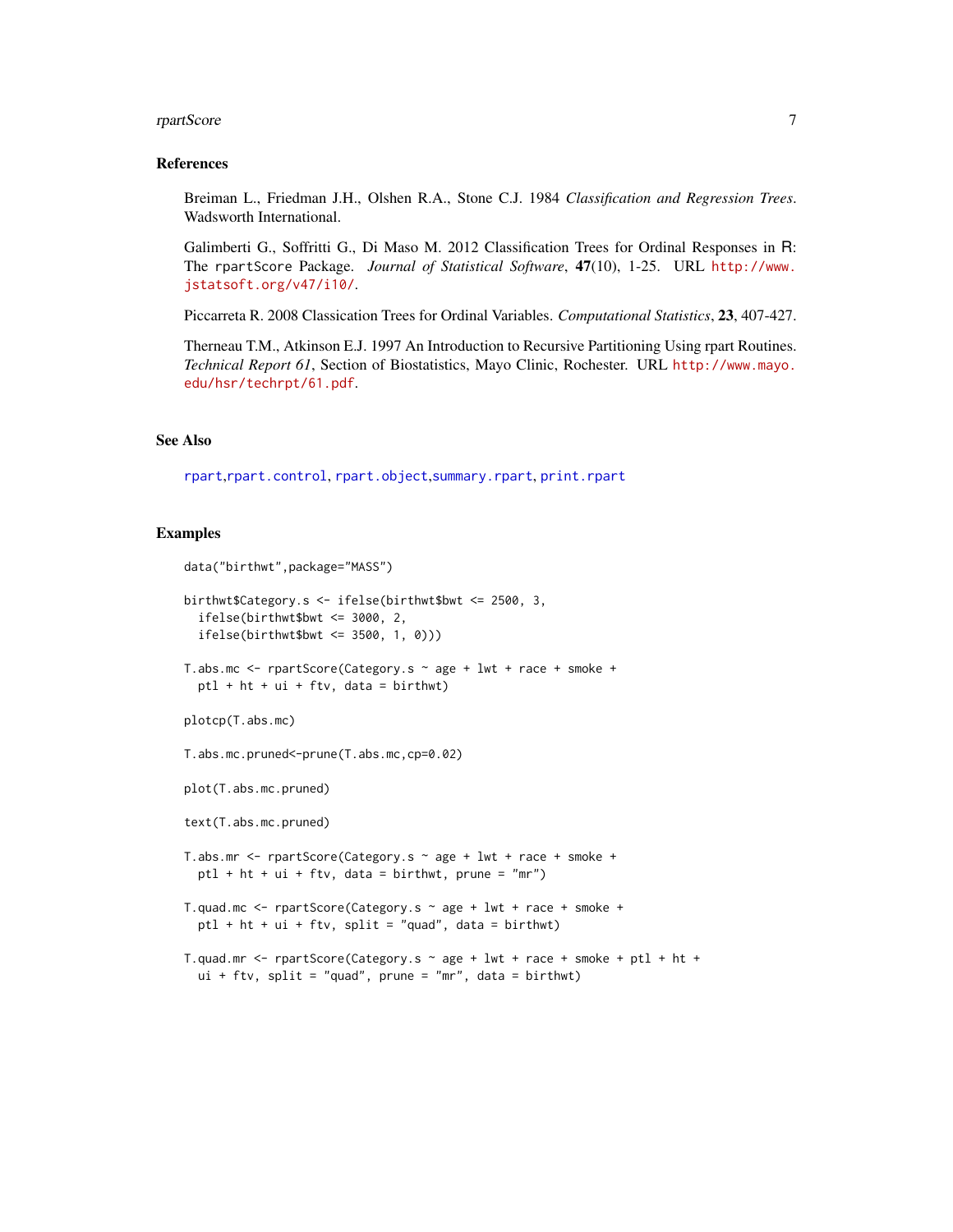## References

Breiman L., Friedman J.H., Olshen R.A., Stone C.J. 1984 *Classification and Regression Trees*. Wadsworth International.

Galimberti G., Soffritti G., Di Maso M. 2012 Classification Trees for Ordinal Responses in R: The rpartScore Package. *Journal of Statistical Software*, **47**(10), 1-25. URL http://www.jstatsoft.org/v47/i10/.

Piccarreta R. 2008 Classication Trees for Ordinal Variables. *Computational Statistics*, **23**, 407-427.

Therneau T.M., Atkinson E.J. 1997 An Introduction to Recursive Partitioning Using rpart Routines. *Technical Report 61*, Section of Biostatistics, Mayo Clinic, Rochester. URL http://www.mayo.edu/hsr/techrpt/61.pdf.

## See Also

rpart,rpart.control, rpart.object,summary.rpart, print.rpart

## Examples

```
data("birthwt",package="MASS")

birthwt$Category.s <- ifelse(birthwt$bwt <= 2500, 3,
  ifelse(birthwt$bwt <= 3000, 2,
  ifelse(birthwt$bwt <= 3500, 1, 0)))

T.abs.mc <- rpartScore(Category.s ~ age + lwt + race + smoke +
  ptl + ht + ui + ftv, data = birthwt)

plotcp(T.abs.mc)

T.abs.mc.pruned<-prune(T.abs.mc,cp=0.02)

plot(T.abs.mc.pruned)

text(T.abs.mc.pruned)

T.abs.mr <- rpartScore(Category.s ~ age + lwt + race + smoke +
  ptl + ht + ui + ftv, data = birthwt, prune = "mr")

T.quad.mc <- rpartScore(Category.s ~ age + lwt + race + smoke +
  ptl + ht + ui + ftv, split = "quad", data = birthwt)

T.quad.mr <- rpartScore(Category.s ~ age + lwt + race + smoke + ptl + ht +
  ui + ftv, split = "quad", prune = "mr", data = birthwt)
```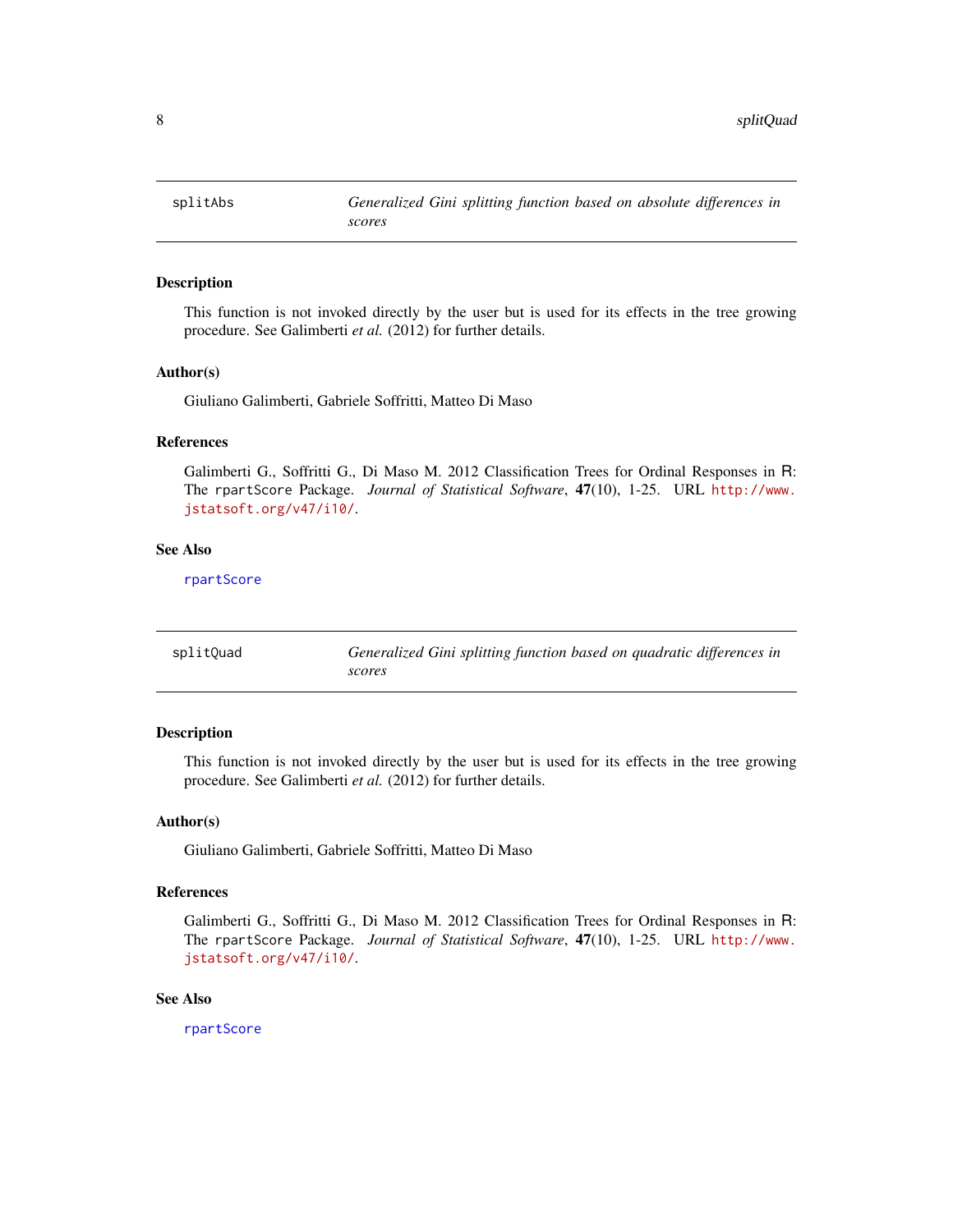## splitAbs — *Generalized Gini splitting function based on absolute differences in scores*

### Description

This function is not invoked directly by the user but is used for its effects in the tree growing procedure. See Galimberti *et al.* (2012) for further details.

### Author(s)

Giuliano Galimberti, Gabriele Soffritti, Matteo Di Maso

### References

Galimberti G., Soffritti G., Di Maso M. 2012 Classification Trees for Ordinal Responses in R: The `rpartScore` Package. *Journal of Statistical Software*, **47**(10), 1-25. URL `http://www.jstatsoft.org/v47/i10/`.

### See Also

`rpartScore`

## splitQuad — *Generalized Gini splitting function based on quadratic differences in scores*

### Description

This function is not invoked directly by the user but is used for its effects in the tree growing procedure. See Galimberti *et al.* (2012) for further details.

### Author(s)

Giuliano Galimberti, Gabriele Soffritti, Matteo Di Maso

### References

Galimberti G., Soffritti G., Di Maso M. 2012 Classification Trees for Ordinal Responses in R: The `rpartScore` Package. *Journal of Statistical Software*, **47**(10), 1-25. URL `http://www.jstatsoft.org/v47/i10/`.

### See Also

`rpartScore`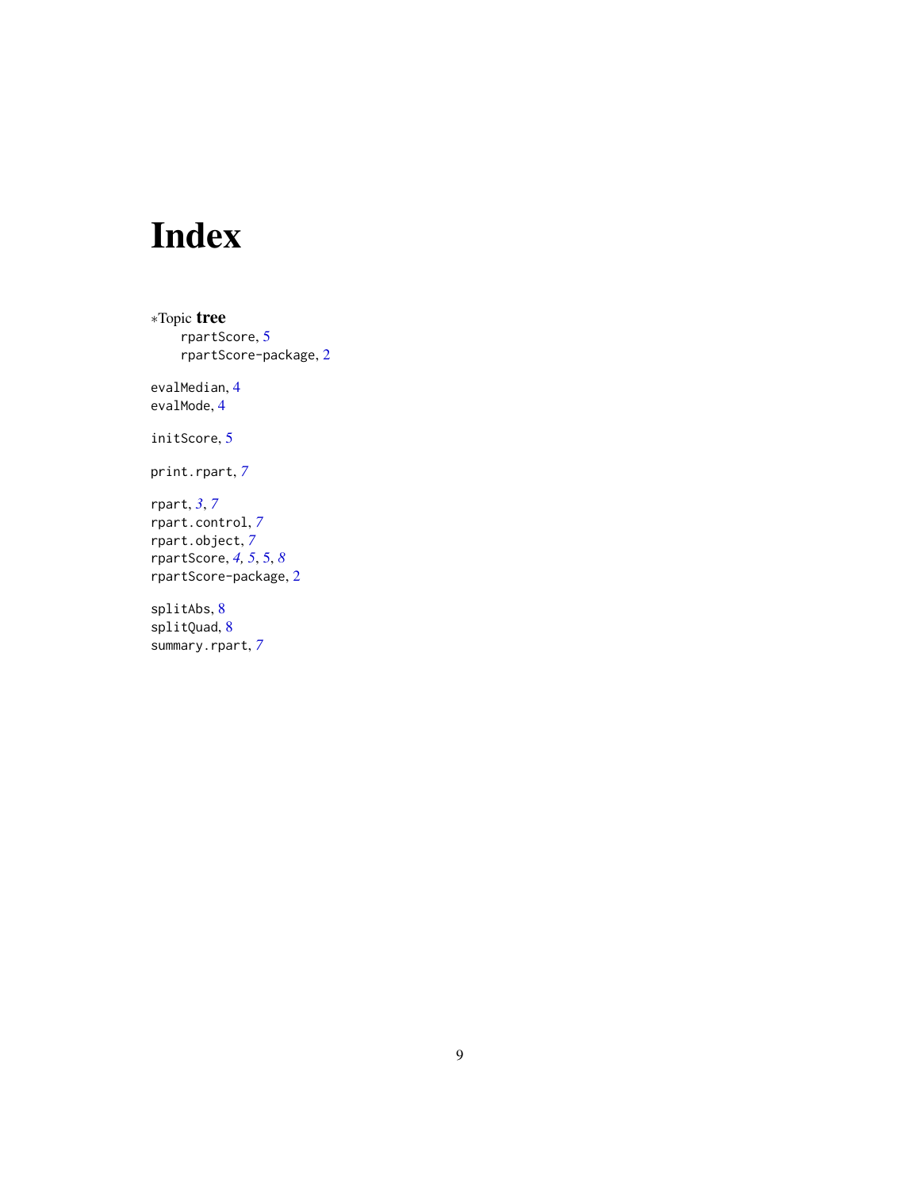# Index

∗Topic **tree**

    rpartScore, 5
    rpartScore-package, 2

evalMedian, 4
evalMode, 4

initScore, 5

print.rpart, *7*

rpart, *3*, *7*
rpart.control, *7*
rpart.object, *7*
rpartScore, *4, 5*, 5, *8*
rpartScore-package, 2

splitAbs, 8
splitQuad, 8
summary.rpart, *7*